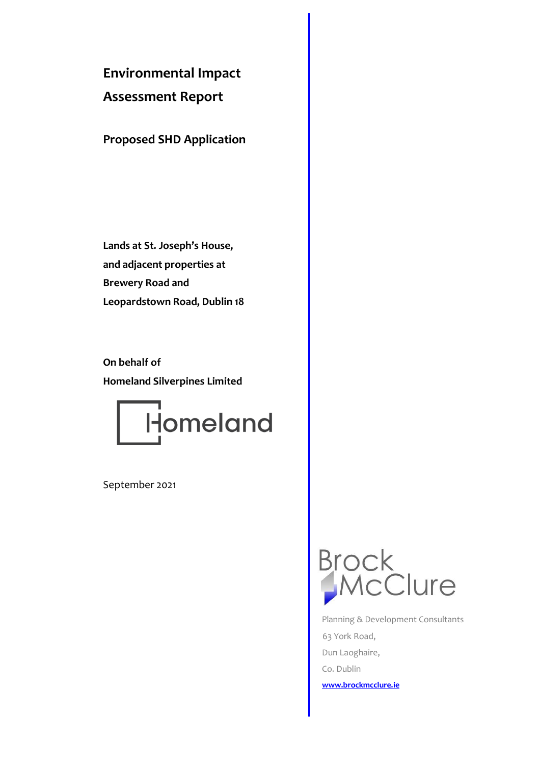# Environmental Impact Assessment Report

## Proposed SHD Application

**Lands at St. Joseph's House, and adjacent properties at Brewery Road and Leopardstown Road, Dublin 18**

**On behalf of**
**Homeland Silverpines Limited**

Homeland

September 2021

Brock McClure

Planning & Development Consultants
63 York Road,
Dun Laoghaire,
Co. Dublin
www.brockmcclure.ie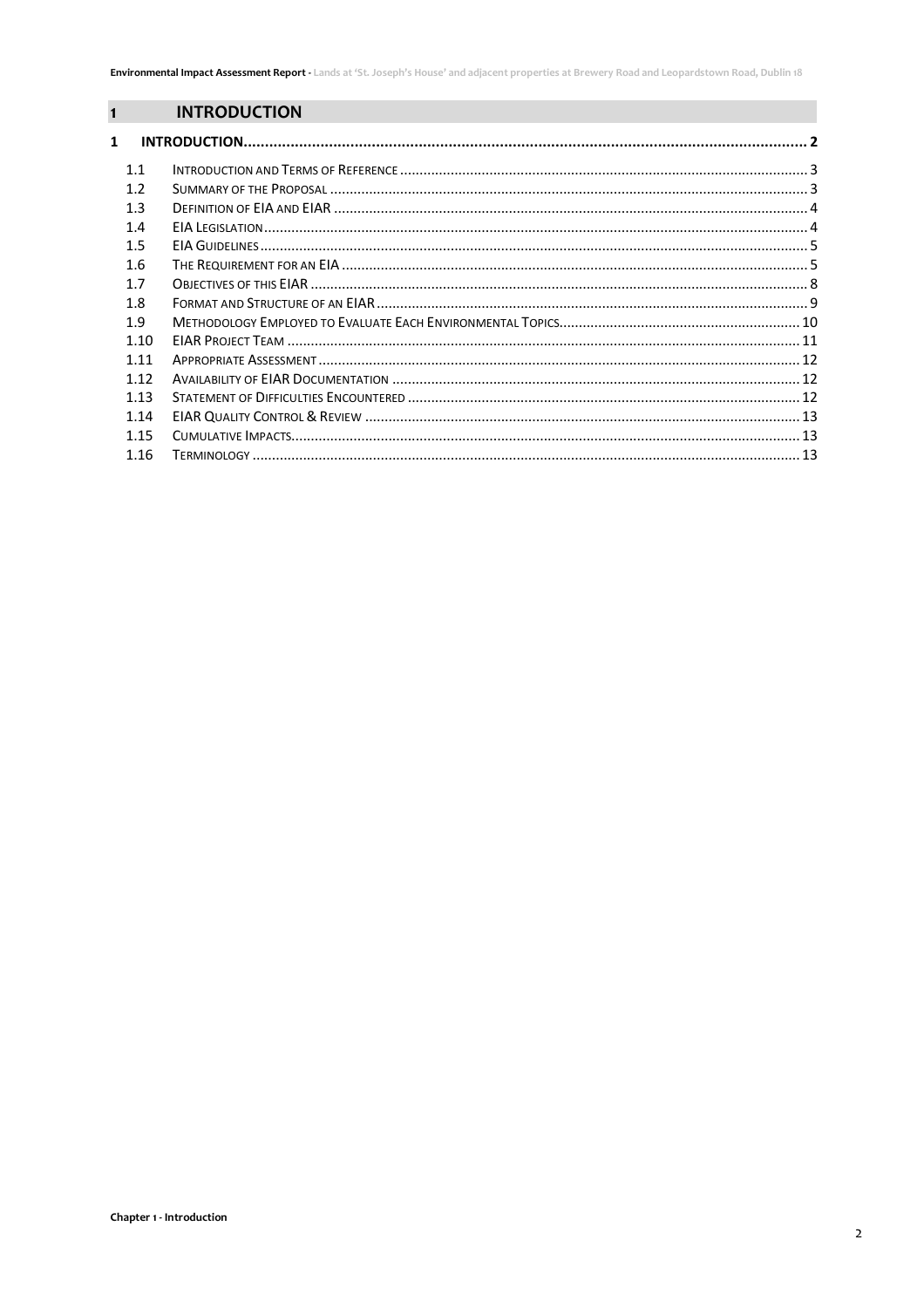# 1 INTRODUCTION

| | | |
|---|---|---|
| **1** | **INTRODUCTION** | **2** |
| 1.1 | Introduction and Terms of Reference | 3 |
| 1.2 | Summary of the Proposal | 3 |
| 1.3 | Definition of EIA and EIAR | 4 |
| 1.4 | EIA Legislation | 4 |
| 1.5 | EIA Guidelines | 5 |
| 1.6 | The Requirement for an EIA | 5 |
| 1.7 | Objectives of this EIAR | 8 |
| 1.8 | Format and Structure of an EIAR | 9 |
| 1.9 | Methodology Employed to Evaluate Each Environmental Topics | 10 |
| 1.10 | EIAR Project Team | 11 |
| 1.11 | Appropriate Assessment | 12 |
| 1.12 | Availability of EIAR Documentation | 12 |
| 1.13 | Statement of Difficulties Encountered | 12 |
| 1.14 | EIAR Quality Control & Review | 13 |
| 1.15 | Cumulative Impacts | 13 |
| 1.16 | Terminology | 13 |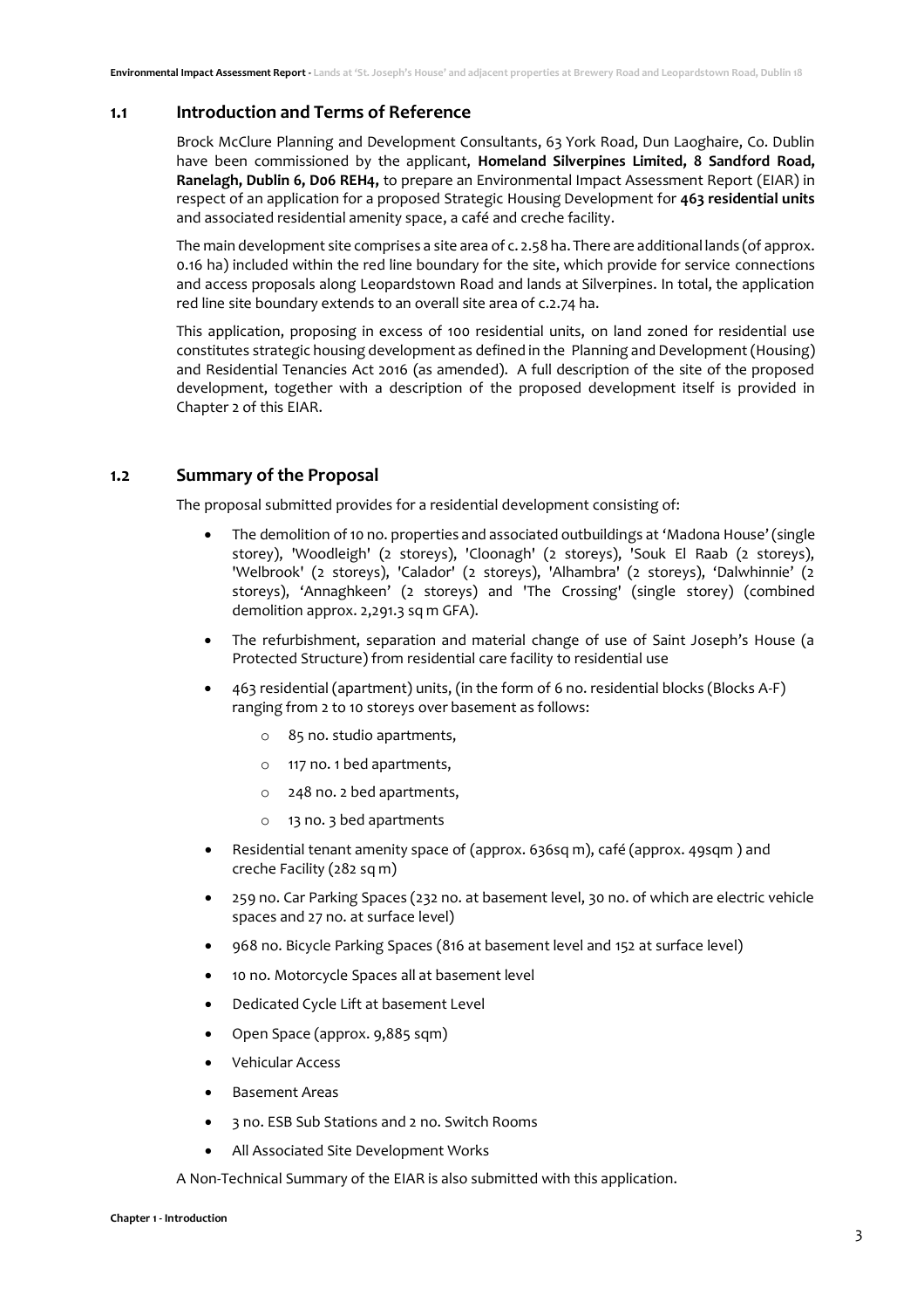## 1.1 Introduction and Terms of Reference

Brock McClure Planning and Development Consultants, 63 York Road, Dun Laoghaire, Co. Dublin have been commissioned by the applicant, **Homeland Silverpines Limited, 8 Sandford Road, Ranelagh, Dublin 6, D06 REH4,** to prepare an Environmental Impact Assessment Report (EIAR) in respect of an application for a proposed Strategic Housing Development for **463 residential units** and associated residential amenity space, a café and creche facility.

The main development site comprises a site area of c. 2.58 ha. There are additional lands (of approx. 0.16 ha) included within the red line boundary for the site, which provide for service connections and access proposals along Leopardstown Road and lands at Silverpines. In total, the application red line site boundary extends to an overall site area of c.2.74 ha.

This application, proposing in excess of 100 residential units, on land zoned for residential use constitutes strategic housing development as defined in the Planning and Development (Housing) and Residential Tenancies Act 2016 (as amended). A full description of the site of the proposed development, together with a description of the proposed development itself is provided in Chapter 2 of this EIAR.

## 1.2 Summary of the Proposal

The proposal submitted provides for a residential development consisting of:

- The demolition of 10 no. properties and associated outbuildings at 'Madona House' (single storey), 'Woodleigh' (2 storeys), 'Cloonagh' (2 storeys), 'Souk El Raab (2 storeys), 'Welbrook' (2 storeys), 'Calador' (2 storeys), 'Alhambra' (2 storeys), 'Dalwhinnie' (2 storeys), 'Annaghkeen' (2 storeys) and 'The Crossing' (single storey) (combined demolition approx. 2,291.3 sq m GFA).
- The refurbishment, separation and material change of use of Saint Joseph's House (a Protected Structure) from residential care facility to residential use
- 463 residential (apartment) units, (in the form of 6 no. residential blocks (Blocks A-F) ranging from 2 to 10 storeys over basement as follows:
  - 85 no. studio apartments,
  - 117 no. 1 bed apartments,
  - 248 no. 2 bed apartments,
  - 13 no. 3 bed apartments
- Residential tenant amenity space of (approx. 636sq m), café (approx. 49sqm ) and creche Facility (282 sq m)
- 259 no. Car Parking Spaces (232 no. at basement level, 30 no. of which are electric vehicle spaces and 27 no. at surface level)
- 968 no. Bicycle Parking Spaces (816 at basement level and 152 at surface level)
- 10 no. Motorcycle Spaces all at basement level
- Dedicated Cycle Lift at basement Level
- Open Space (approx. 9,885 sqm)
- Vehicular Access
- Basement Areas
- 3 no. ESB Sub Stations and 2 no. Switch Rooms
- All Associated Site Development Works

A Non-Technical Summary of the EIAR is also submitted with this application.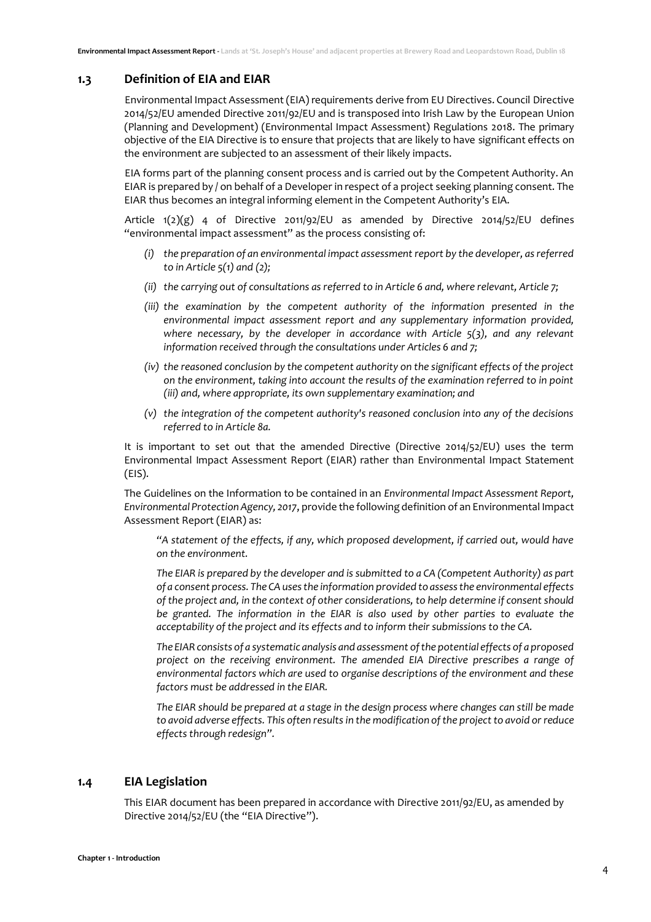## 1.3 Definition of EIA and EIAR

Environmental Impact Assessment (EIA) requirements derive from EU Directives. Council Directive 2014/52/EU amended Directive 2011/92/EU and is transposed into Irish Law by the European Union (Planning and Development) (Environmental Impact Assessment) Regulations 2018. The primary objective of the EIA Directive is to ensure that projects that are likely to have significant effects on the environment are subjected to an assessment of their likely impacts.

EIA forms part of the planning consent process and is carried out by the Competent Authority. An EIAR is prepared by / on behalf of a Developer in respect of a project seeking planning consent. The EIAR thus becomes an integral informing element in the Competent Authority's EIA.

Article 1(2)(g) 4 of Directive 2011/92/EU as amended by Directive 2014/52/EU defines "environmental impact assessment" as the process consisting of:

*(i) the preparation of an environmental impact assessment report by the developer, as referred to in Article 5(1) and (2);*

*(ii) the carrying out of consultations as referred to in Article 6 and, where relevant, Article 7;*

*(iii) the examination by the competent authority of the information presented in the environmental impact assessment report and any supplementary information provided, where necessary, by the developer in accordance with Article 5(3), and any relevant information received through the consultations under Articles 6 and 7;*

*(iv) the reasoned conclusion by the competent authority on the significant effects of the project on the environment, taking into account the results of the examination referred to in point (iii) and, where appropriate, its own supplementary examination; and*

*(v) the integration of the competent authority's reasoned conclusion into any of the decisions referred to in Article 8a.*

It is important to set out that the amended Directive (Directive 2014/52/EU) uses the term Environmental Impact Assessment Report (EIAR) rather than Environmental Impact Statement (EIS).

The Guidelines on the Information to be contained in an *Environmental Impact Assessment Report, Environmental Protection Agency, 2017*, provide the following definition of an Environmental Impact Assessment Report (EIAR) as:

*"A statement of the effects, if any, which proposed development, if carried out, would have on the environment.*

*The EIAR is prepared by the developer and is submitted to a CA (Competent Authority) as part of a consent process. The CA uses the information provided to assess the environmental effects of the project and, in the context of other considerations, to help determine if consent should be granted. The information in the EIAR is also used by other parties to evaluate the acceptability of the project and its effects and to inform their submissions to the CA.*

*The EIAR consists of a systematic analysis and assessment of the potential effects of a proposed project on the receiving environment. The amended EIA Directive prescribes a range of environmental factors which are used to organise descriptions of the environment and these factors must be addressed in the EIAR.*

*The EIAR should be prepared at a stage in the design process where changes can still be made to avoid adverse effects. This often results in the modification of the project to avoid or reduce effects through redesign".*

## 1.4 EIA Legislation

This EIAR document has been prepared in accordance with Directive 2011/92/EU, as amended by Directive 2014/52/EU (the "EIA Directive").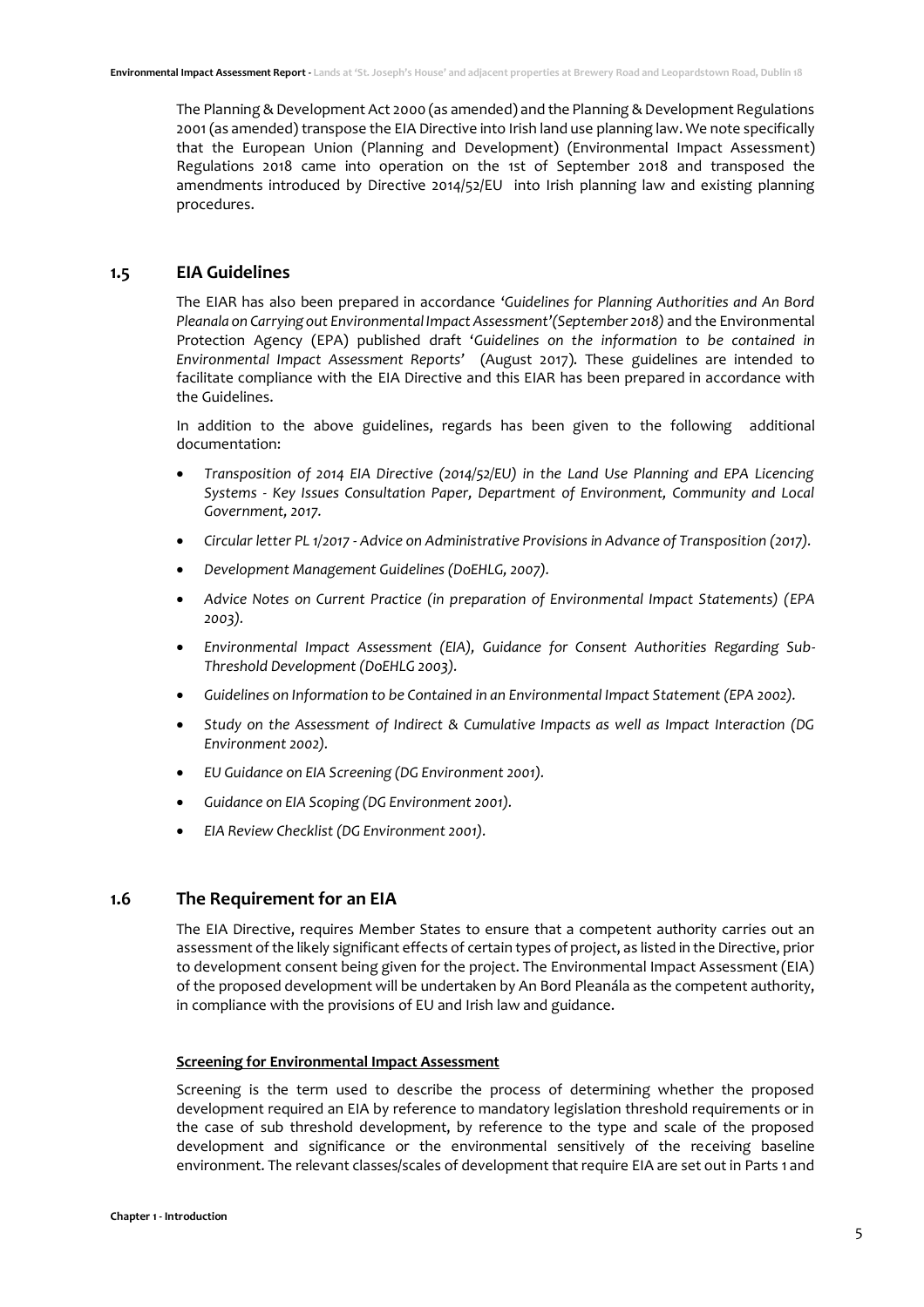The Planning & Development Act 2000 (as amended) and the Planning & Development Regulations 2001 (as amended) transpose the EIA Directive into Irish land use planning law. We note specifically that the European Union (Planning and Development) (Environmental Impact Assessment) Regulations 2018 came into operation on the 1st of September 2018 and transposed the amendments introduced by Directive 2014/52/EU into Irish planning law and existing planning procedures.

## 1.5 EIA Guidelines

The EIAR has also been prepared in accordance *'Guidelines for Planning Authorities and An Bord Pleanala on Carrying out Environmental Impact Assessment'(September 2018)* and the Environmental Protection Agency (EPA) published draft *'Guidelines on the information to be contained in Environmental Impact Assessment Reports'* (August 2017). These guidelines are intended to facilitate compliance with the EIA Directive and this EIAR has been prepared in accordance with the Guidelines.

In addition to the above guidelines, regards has been given to the following additional documentation:

- *Transposition of 2014 EIA Directive (2014/52/EU) in the Land Use Planning and EPA Licencing Systems - Key Issues Consultation Paper, Department of Environment, Community and Local Government, 2017.*
- *Circular letter PL 1/2017 - Advice on Administrative Provisions in Advance of Transposition (2017).*
- *Development Management Guidelines (DoEHLG, 2007).*
- *Advice Notes on Current Practice (in preparation of Environmental Impact Statements) (EPA 2003).*
- *Environmental Impact Assessment (EIA), Guidance for Consent Authorities Regarding Sub-Threshold Development (DoEHLG 2003).*
- *Guidelines on Information to be Contained in an Environmental Impact Statement (EPA 2002).*
- *Study on the Assessment of Indirect & Cumulative Impacts as well as Impact Interaction (DG Environment 2002).*
- *EU Guidance on EIA Screening (DG Environment 2001).*
- *Guidance on EIA Scoping (DG Environment 2001).*
- *EIA Review Checklist (DG Environment 2001).*

## 1.6 The Requirement for an EIA

The EIA Directive, requires Member States to ensure that a competent authority carries out an assessment of the likely significant effects of certain types of project, as listed in the Directive, prior to development consent being given for the project. The Environmental Impact Assessment (EIA) of the proposed development will be undertaken by An Bord Pleanála as the competent authority, in compliance with the provisions of EU and Irish law and guidance.

**Screening for Environmental Impact Assessment**

Screening is the term used to describe the process of determining whether the proposed development required an EIA by reference to mandatory legislation threshold requirements or in the case of sub threshold development, by reference to the type and scale of the proposed development and significance or the environmental sensitively of the receiving baseline environment. The relevant classes/scales of development that require EIA are set out in Parts 1 and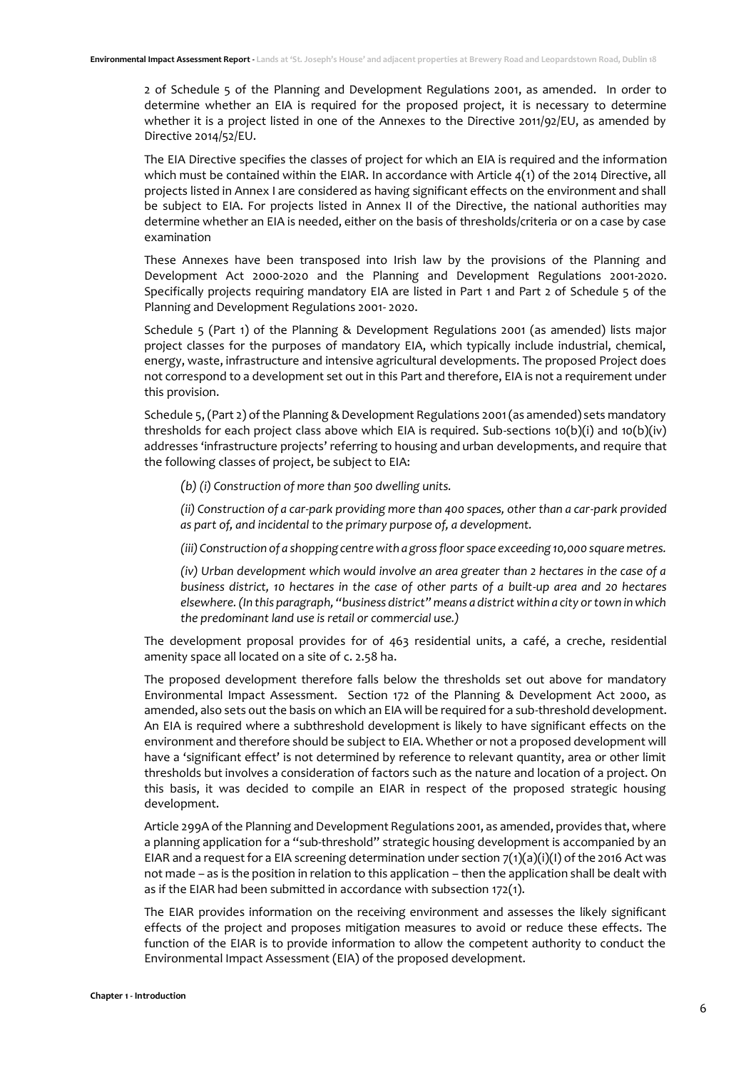2 of Schedule 5 of the Planning and Development Regulations 2001, as amended. In order to determine whether an EIA is required for the proposed project, it is necessary to determine whether it is a project listed in one of the Annexes to the Directive 2011/92/EU, as amended by Directive 2014/52/EU.

The EIA Directive specifies the classes of project for which an EIA is required and the information which must be contained within the EIAR. In accordance with Article 4(1) of the 2014 Directive, all projects listed in Annex I are considered as having significant effects on the environment and shall be subject to EIA. For projects listed in Annex II of the Directive, the national authorities may determine whether an EIA is needed, either on the basis of thresholds/criteria or on a case by case examination

These Annexes have been transposed into Irish law by the provisions of the Planning and Development Act 2000-2020 and the Planning and Development Regulations 2001-2020. Specifically projects requiring mandatory EIA are listed in Part 1 and Part 2 of Schedule 5 of the Planning and Development Regulations 2001- 2020.

Schedule 5 (Part 1) of the Planning & Development Regulations 2001 (as amended) lists major project classes for the purposes of mandatory EIA, which typically include industrial, chemical, energy, waste, infrastructure and intensive agricultural developments. The proposed Project does not correspond to a development set out in this Part and therefore, EIA is not a requirement under this provision.

Schedule 5, (Part 2) of the Planning & Development Regulations 2001 (as amended) sets mandatory thresholds for each project class above which EIA is required. Sub-sections 10(b)(i) and 10(b)(iv) addresses 'infrastructure projects' referring to housing and urban developments, and require that the following classes of project, be subject to EIA:

> *(b) (i) Construction of more than 500 dwelling units.*
>
> *(ii) Construction of a car-park providing more than 400 spaces, other than a car-park provided as part of, and incidental to the primary purpose of, a development.*
>
> *(iii) Construction of a shopping centre with a gross floor space exceeding 10,000 square metres.*
>
> *(iv) Urban development which would involve an area greater than 2 hectares in the case of a business district, 10 hectares in the case of other parts of a built-up area and 20 hectares elsewhere. (In this paragraph, "business district" means a district within a city or town in which the predominant land use is retail or commercial use.)*

The development proposal provides for of 463 residential units, a café, a creche, residential amenity space all located on a site of c. 2.58 ha.

The proposed development therefore falls below the thresholds set out above for mandatory Environmental Impact Assessment. Section 172 of the Planning & Development Act 2000, as amended, also sets out the basis on which an EIA will be required for a sub-threshold development. An EIA is required where a subthreshold development is likely to have significant effects on the environment and therefore should be subject to EIA. Whether or not a proposed development will have a 'significant effect' is not determined by reference to relevant quantity, area or other limit thresholds but involves a consideration of factors such as the nature and location of a project. On this basis, it was decided to compile an EIAR in respect of the proposed strategic housing development.

Article 299A of the Planning and Development Regulations 2001, as amended, provides that, where a planning application for a "sub-threshold" strategic housing development is accompanied by an EIAR and a request for a EIA screening determination under section 7(1)(a)(i)(I) of the 2016 Act was not made – as is the position in relation to this application – then the application shall be dealt with as if the EIAR had been submitted in accordance with subsection 172(1).

The EIAR provides information on the receiving environment and assesses the likely significant effects of the project and proposes mitigation measures to avoid or reduce these effects. The function of the EIAR is to provide information to allow the competent authority to conduct the Environmental Impact Assessment (EIA) of the proposed development.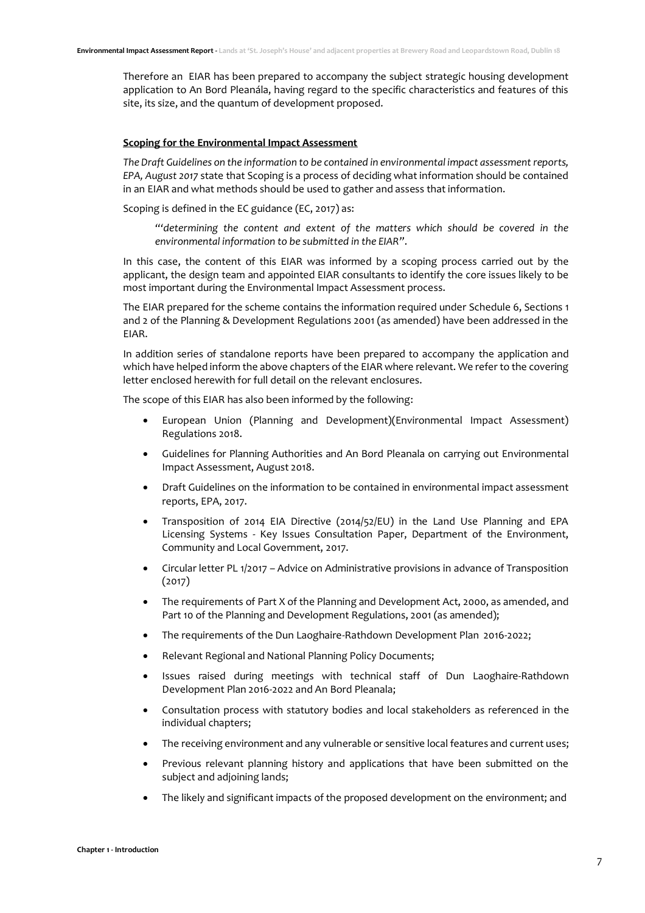Therefore an EIAR has been prepared to accompany the subject strategic housing development application to An Bord Pleanála, having regard to the specific characteristics and features of this site, its size, and the quantum of development proposed.

**Scoping for the Environmental Impact Assessment**

*The Draft Guidelines on the information to be contained in environmental impact assessment reports, EPA, August 2017* state that Scoping is a process of deciding what information should be contained in an EIAR and what methods should be used to gather and assess that information.

Scoping is defined in the EC guidance (EC, 2017) as:

> "*'determining the content and extent of the matters which should be covered in the environmental information to be submitted in the EIAR*".

In this case, the content of this EIAR was informed by a scoping process carried out by the applicant, the design team and appointed EIAR consultants to identify the core issues likely to be most important during the Environmental Impact Assessment process.

The EIAR prepared for the scheme contains the information required under Schedule 6, Sections 1 and 2 of the Planning & Development Regulations 2001 (as amended) have been addressed in the EIAR.

In addition series of standalone reports have been prepared to accompany the application and which have helped inform the above chapters of the EIAR where relevant. We refer to the covering letter enclosed herewith for full detail on the relevant enclosures.

The scope of this EIAR has also been informed by the following:

- European Union (Planning and Development)(Environmental Impact Assessment) Regulations 2018.
- Guidelines for Planning Authorities and An Bord Pleanala on carrying out Environmental Impact Assessment, August 2018.
- Draft Guidelines on the information to be contained in environmental impact assessment reports, EPA, 2017.
- Transposition of 2014 EIA Directive (2014/52/EU) in the Land Use Planning and EPA Licensing Systems - Key Issues Consultation Paper, Department of the Environment, Community and Local Government, 2017.
- Circular letter PL 1/2017 – Advice on Administrative provisions in advance of Transposition (2017)
- The requirements of Part X of the Planning and Development Act, 2000, as amended, and Part 10 of the Planning and Development Regulations, 2001 (as amended);
- The requirements of the Dun Laoghaire-Rathdown Development Plan 2016-2022;
- Relevant Regional and National Planning Policy Documents;
- Issues raised during meetings with technical staff of Dun Laoghaire-Rathdown Development Plan 2016-2022 and An Bord Pleanala;
- Consultation process with statutory bodies and local stakeholders as referenced in the individual chapters;
- The receiving environment and any vulnerable or sensitive local features and current uses;
- Previous relevant planning history and applications that have been submitted on the subject and adjoining lands;
- The likely and significant impacts of the proposed development on the environment; and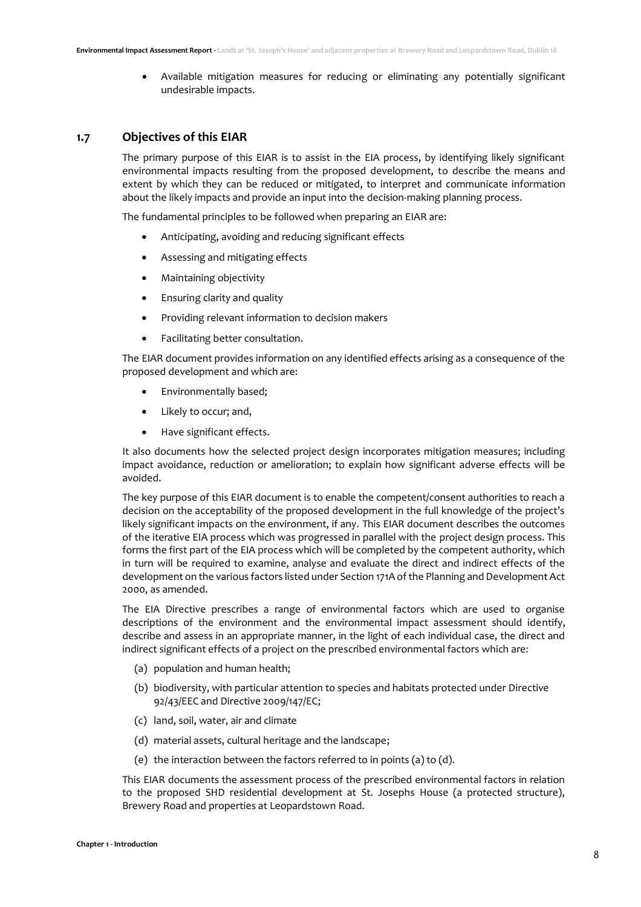- Available mitigation measures for reducing or eliminating any potentially significant undesirable impacts.

## 1.7 Objectives of this EIAR

The primary purpose of this EIAR is to assist in the EIA process, by identifying likely significant environmental impacts resulting from the proposed development, to describe the means and extent by which they can be reduced or mitigated, to interpret and communicate information about the likely impacts and provide an input into the decision-making planning process.

The fundamental principles to be followed when preparing an EIAR are:

- Anticipating, avoiding and reducing significant effects
- Assessing and mitigating effects
- Maintaining objectivity
- Ensuring clarity and quality
- Providing relevant information to decision makers
- Facilitating better consultation.

The EIAR document provides information on any identified effects arising as a consequence of the proposed development and which are:

- Environmentally based;
- Likely to occur; and,
- Have significant effects.

It also documents how the selected project design incorporates mitigation measures; including impact avoidance, reduction or amelioration; to explain how significant adverse effects will be avoided.

The key purpose of this EIAR document is to enable the competent/consent authorities to reach a decision on the acceptability of the proposed development in the full knowledge of the project's likely significant impacts on the environment, if any. This EIAR document describes the outcomes of the iterative EIA process which was progressed in parallel with the project design process. This forms the first part of the EIA process which will be completed by the competent authority, which in turn will be required to examine, analyse and evaluate the direct and indirect effects of the development on the various factors listed under Section 171A of the Planning and Development Act 2000, as amended.

The EIA Directive prescribes a range of environmental factors which are used to organise descriptions of the environment and the environmental impact assessment should identify, describe and assess in an appropriate manner, in the light of each individual case, the direct and indirect significant effects of a project on the prescribed environmental factors which are:

(a) population and human health;

(b) biodiversity, with particular attention to species and habitats protected under Directive 92/43/EEC and Directive 2009/147/EC;

(c) land, soil, water, air and climate

(d) material assets, cultural heritage and the landscape;

(e) the interaction between the factors referred to in points (a) to (d).

This EIAR documents the assessment process of the prescribed environmental factors in relation to the proposed SHD residential development at St. Josephs House (a protected structure), Brewery Road and properties at Leopardstown Road.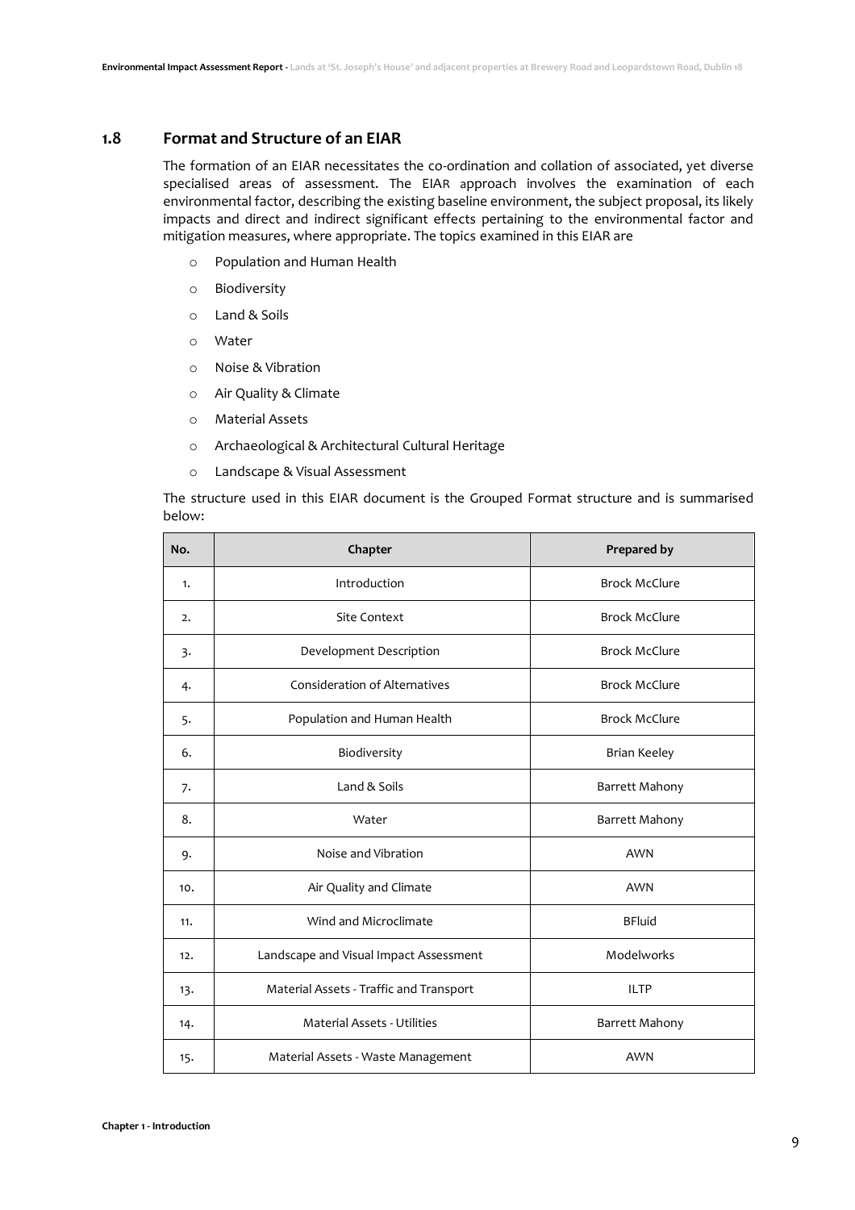## 1.8 Format and Structure of an EIAR

The formation of an EIAR necessitates the co-ordination and collation of associated, yet diverse specialised areas of assessment. The EIAR approach involves the examination of each environmental factor, describing the existing baseline environment, the subject proposal, its likely impacts and direct and indirect significant effects pertaining to the environmental factor and mitigation measures, where appropriate. The topics examined in this EIAR are

- Population and Human Health
- Biodiversity
- Land & Soils
- Water
- Noise & Vibration
- Air Quality & Climate
- Material Assets
- Archaeological & Architectural Cultural Heritage
- Landscape & Visual Assessment

The structure used in this EIAR document is the Grouped Format structure and is summarised below:

| No. | Chapter | Prepared by |
|---|---|---|
| 1. | Introduction | Brock McClure |
| 2. | Site Context | Brock McClure |
| 3. | Development Description | Brock McClure |
| 4. | Consideration of Alternatives | Brock McClure |
| 5. | Population and Human Health | Brock McClure |
| 6. | Biodiversity | Brian Keeley |
| 7. | Land & Soils | Barrett Mahony |
| 8. | Water | Barrett Mahony |
| 9. | Noise and Vibration | AWN |
| 10. | Air Quality and Climate | AWN |
| 11. | Wind and Microclimate | BFluid |
| 12. | Landscape and Visual Impact Assessment | Modelworks |
| 13. | Material Assets - Traffic and Transport | ILTP |
| 14. | Material Assets - Utilities | Barrett Mahony |
| 15. | Material Assets - Waste Management | AWN |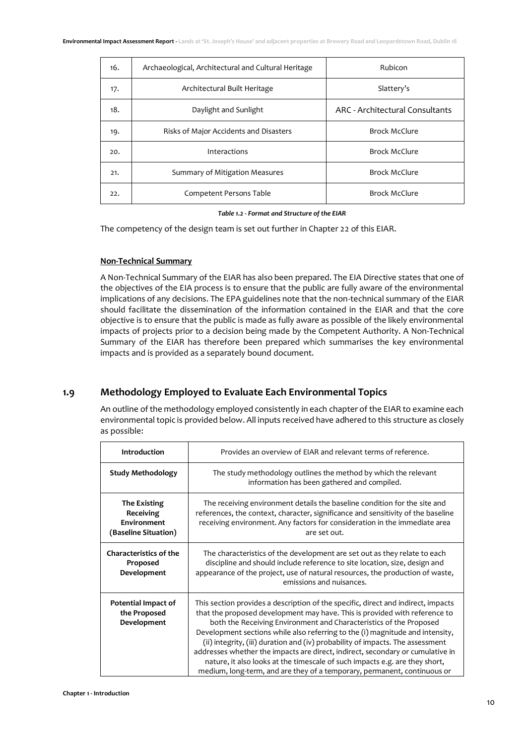| 16. | Archaeological, Architectural and Cultural Heritage | Rubicon |
|---|---|---|
| 17. | Architectural Built Heritage | Slattery's |
| 18. | Daylight and Sunlight | ARC - Architectural Consultants |
| 19. | Risks of Major Accidents and Disasters | Brock McClure |
| 20. | Interactions | Brock McClure |
| 21. | Summary of Mitigation Measures | Brock McClure |
| 22. | Competent Persons Table | Brock McClure |

*Table 1.2 - Format and Structure of the EIAR*

The competency of the design team is set out further in Chapter 22 of this EIAR.

**Non-Technical Summary**

A Non-Technical Summary of the EIAR has also been prepared. The EIA Directive states that one of the objectives of the EIA process is to ensure that the public are fully aware of the environmental implications of any decisions. The EPA guidelines note that the non-technical summary of the EIAR should facilitate the dissemination of the information contained in the EIAR and that the core objective is to ensure that the public is made as fully aware as possible of the likely environmental impacts of projects prior to a decision being made by the Competent Authority. A Non-Technical Summary of the EIAR has therefore been prepared which summarises the key environmental impacts and is provided as a separately bound document.

## 1.9 Methodology Employed to Evaluate Each Environmental Topics

An outline of the methodology employed consistently in each chapter of the EIAR to examine each environmental topic is provided below. All inputs received have adhered to this structure as closely as possible:

| **Introduction** | Provides an overview of EIAR and relevant terms of reference. |
|---|---|
| **Study Methodology** | The study methodology outlines the method by which the relevant information has been gathered and compiled. |
| **The Existing Receiving Environment (Baseline Situation)** | The receiving environment details the baseline condition for the site and references, the context, character, significance and sensitivity of the baseline receiving environment. Any factors for consideration in the immediate area are set out. |
| **Characteristics of the Proposed Development** | The characteristics of the development are set out as they relate to each discipline and should include reference to site location, size, design and appearance of the project, use of natural resources, the production of waste, emissions and nuisances. |
| **Potential Impact of the Proposed Development** | This section provides a description of the specific, direct and indirect, impacts that the proposed development may have. This is provided with reference to both the Receiving Environment and Characteristics of the Proposed Development sections while also referring to the (i) magnitude and intensity, (ii) integrity, (iii) duration and (iv) probability of impacts. The assessment addresses whether the impacts are direct, indirect, secondary or cumulative in nature, it also looks at the timescale of such impacts e.g. are they short, medium, long-term, and are they of a temporary, permanent, continuous or |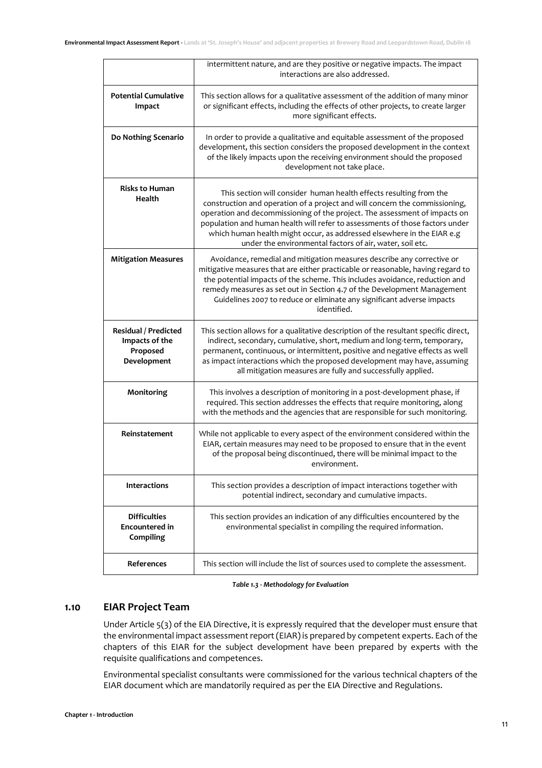|  |  |
|---|---|
|  | intermittent nature, and are they positive or negative impacts. The impact interactions are also addressed. |
| **Potential Cumulative Impact** | This section allows for a qualitative assessment of the addition of many minor or significant effects, including the effects of other projects, to create larger more significant effects. |
| **Do Nothing Scenario** | In order to provide a qualitative and equitable assessment of the proposed development, this section considers the proposed development in the context of the likely impacts upon the receiving environment should the proposed development not take place. |
| **Risks to Human Health** | This section will consider human health effects resulting from the construction and operation of a project and will concern the commissioning, operation and decommissioning of the project. The assessment of impacts on population and human health will refer to assessments of those factors under which human health might occur, as addressed elsewhere in the EIAR e.g under the environmental factors of air, water, soil etc. |
| **Mitigation Measures** | Avoidance, remedial and mitigation measures describe any corrective or mitigative measures that are either practicable or reasonable, having regard to the potential impacts of the scheme. This includes avoidance, reduction and remedy measures as set out in Section 4.7 of the Development Management Guidelines 2007 to reduce or eliminate any significant adverse impacts identified. |
| **Residual / Predicted Impacts of the Proposed Development** | This section allows for a qualitative description of the resultant specific direct, indirect, secondary, cumulative, short, medium and long-term, temporary, permanent, continuous, or intermittent, positive and negative effects as well as impact interactions which the proposed development may have, assuming all mitigation measures are fully and successfully applied. |
| **Monitoring** | This involves a description of monitoring in a post-development phase, if required. This section addresses the effects that require monitoring, along with the methods and the agencies that are responsible for such monitoring. |
| **Reinstatement** | While not applicable to every aspect of the environment considered within the EIAR, certain measures may need to be proposed to ensure that in the event of the proposal being discontinued, there will be minimal impact to the environment. |
| **Interactions** | This section provides a description of impact interactions together with potential indirect, secondary and cumulative impacts. |
| **Difficulties Encountered in Compiling** | This section provides an indication of any difficulties encountered by the environmental specialist in compiling the required information. |
| **References** | This section will include the list of sources used to complete the assessment. |

***Table 1.3 - Methodology for Evaluation***

## 1.10 EIAR Project Team

Under Article 5(3) of the EIA Directive, it is expressly required that the developer must ensure that the environmental impact assessment report (EIAR) is prepared by competent experts. Each of the chapters of this EIAR for the subject development have been prepared by experts with the requisite qualifications and competences.

Environmental specialist consultants were commissioned for the various technical chapters of the EIAR document which are mandatorily required as per the EIA Directive and Regulations.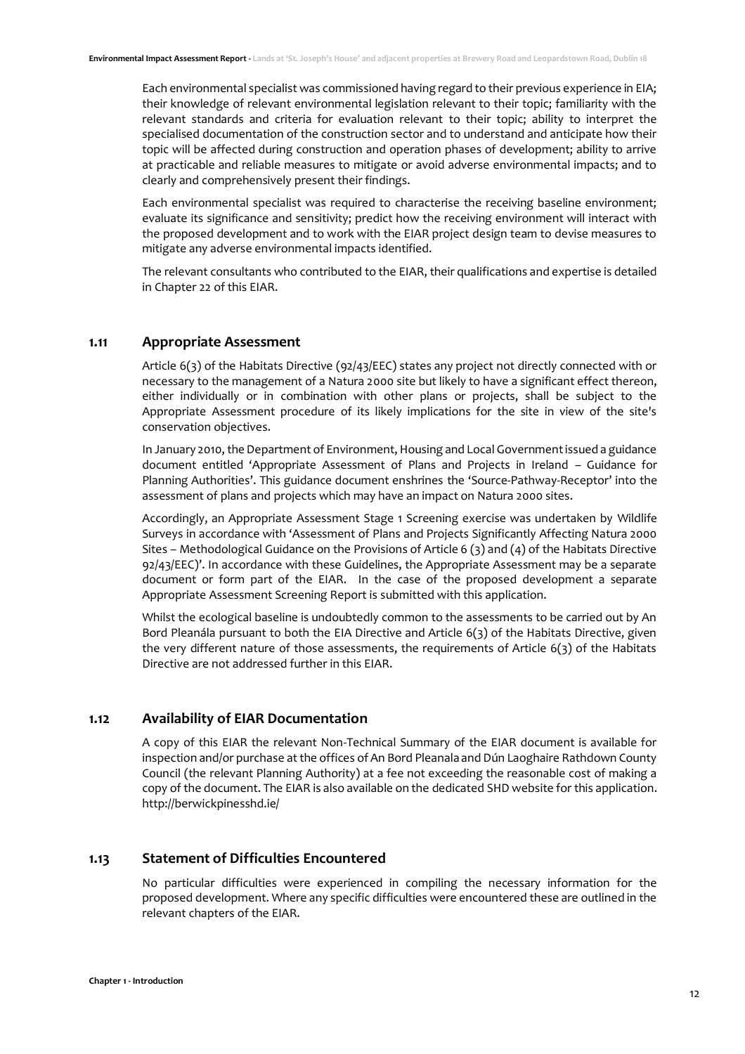Each environmental specialist was commissioned having regard to their previous experience in EIA; their knowledge of relevant environmental legislation relevant to their topic; familiarity with the relevant standards and criteria for evaluation relevant to their topic; ability to interpret the specialised documentation of the construction sector and to understand and anticipate how their topic will be affected during construction and operation phases of development; ability to arrive at practicable and reliable measures to mitigate or avoid adverse environmental impacts; and to clearly and comprehensively present their findings.

Each environmental specialist was required to characterise the receiving baseline environment; evaluate its significance and sensitivity; predict how the receiving environment will interact with the proposed development and to work with the EIAR project design team to devise measures to mitigate any adverse environmental impacts identified.

The relevant consultants who contributed to the EIAR, their qualifications and expertise is detailed in Chapter 22 of this EIAR.

## 1.11 Appropriate Assessment

Article 6(3) of the Habitats Directive (92/43/EEC) states any project not directly connected with or necessary to the management of a Natura 2000 site but likely to have a significant effect thereon, either individually or in combination with other plans or projects, shall be subject to the Appropriate Assessment procedure of its likely implications for the site in view of the site's conservation objectives.

In January 2010, the Department of Environment, Housing and Local Government issued a guidance document entitled 'Appropriate Assessment of Plans and Projects in Ireland – Guidance for Planning Authorities'. This guidance document enshrines the 'Source-Pathway-Receptor' into the assessment of plans and projects which may have an impact on Natura 2000 sites.

Accordingly, an Appropriate Assessment Stage 1 Screening exercise was undertaken by Wildlife Surveys in accordance with 'Assessment of Plans and Projects Significantly Affecting Natura 2000 Sites – Methodological Guidance on the Provisions of Article 6 (3) and (4) of the Habitats Directive 92/43/EEC)'. In accordance with these Guidelines, the Appropriate Assessment may be a separate document or form part of the EIAR. In the case of the proposed development a separate Appropriate Assessment Screening Report is submitted with this application.

Whilst the ecological baseline is undoubtedly common to the assessments to be carried out by An Bord Pleanála pursuant to both the EIA Directive and Article 6(3) of the Habitats Directive, given the very different nature of those assessments, the requirements of Article 6(3) of the Habitats Directive are not addressed further in this EIAR.

## 1.12 Availability of EIAR Documentation

A copy of this EIAR the relevant Non-Technical Summary of the EIAR document is available for inspection and/or purchase at the offices of An Bord Pleanala and Dún Laoghaire Rathdown County Council (the relevant Planning Authority) at a fee not exceeding the reasonable cost of making a copy of the document. The EIAR is also available on the dedicated SHD website for this application. http://berwickpinesshd.ie/

## 1.13 Statement of Difficulties Encountered

No particular difficulties were experienced in compiling the necessary information for the proposed development. Where any specific difficulties were encountered these are outlined in the relevant chapters of the EIAR.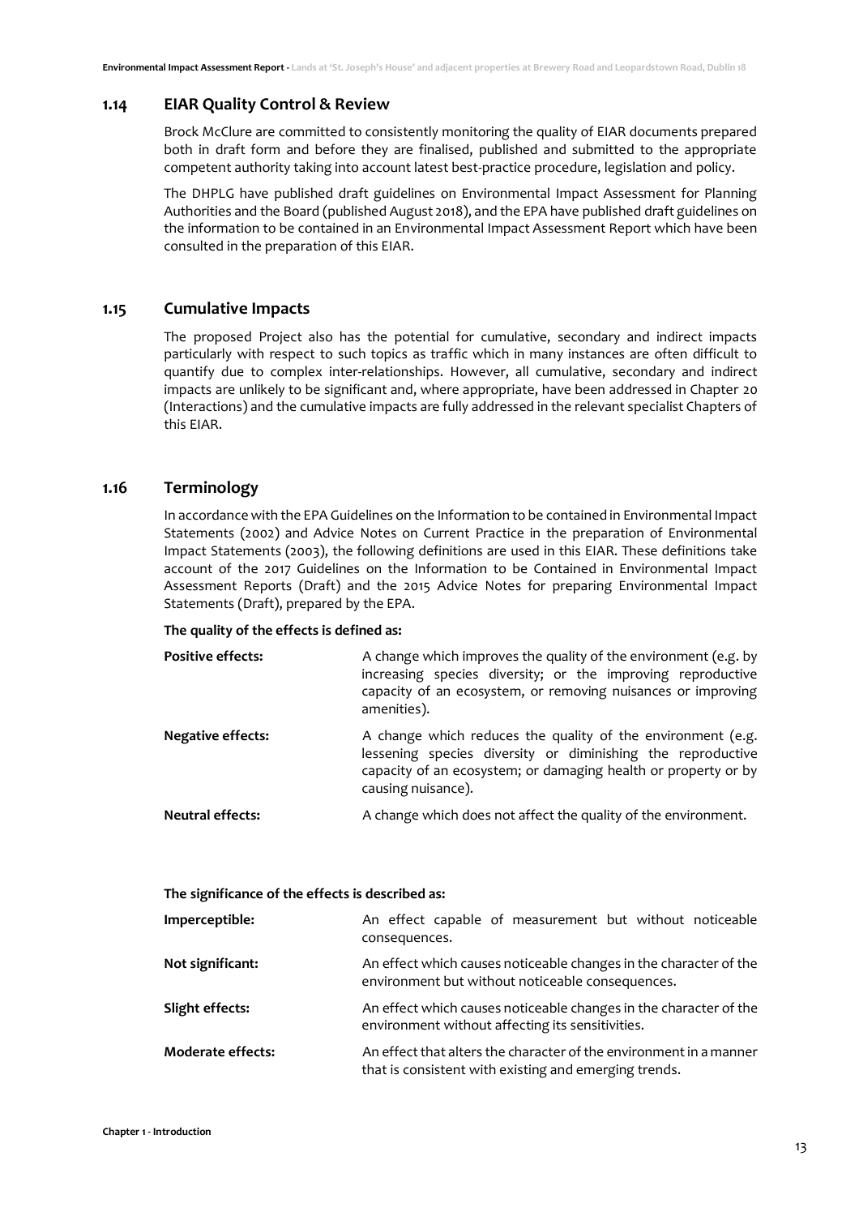## 1.14 EIAR Quality Control & Review

Brock McClure are committed to consistently monitoring the quality of EIAR documents prepared both in draft form and before they are finalised, published and submitted to the appropriate competent authority taking into account latest best-practice procedure, legislation and policy.

The DHPLG have published draft guidelines on Environmental Impact Assessment for Planning Authorities and the Board (published August 2018), and the EPA have published draft guidelines on the information to be contained in an Environmental Impact Assessment Report which have been consulted in the preparation of this EIAR.

## 1.15 Cumulative Impacts

The proposed Project also has the potential for cumulative, secondary and indirect impacts particularly with respect to such topics as traffic which in many instances are often difficult to quantify due to complex inter-relationships. However, all cumulative, secondary and indirect impacts are unlikely to be significant and, where appropriate, have been addressed in Chapter 20 (Interactions) and the cumulative impacts are fully addressed in the relevant specialist Chapters of this EIAR.

## 1.16 Terminology

In accordance with the EPA Guidelines on the Information to be contained in Environmental Impact Statements (2002) and Advice Notes on Current Practice in the preparation of Environmental Impact Statements (2003), the following definitions are used in this EIAR. These definitions take account of the 2017 Guidelines on the Information to be Contained in Environmental Impact Assessment Reports (Draft) and the 2015 Advice Notes for preparing Environmental Impact Statements (Draft), prepared by the EPA.

**The quality of the effects is defined as:**

| | |
|---|---|
| **Positive effects:** | A change which improves the quality of the environment (e.g. by increasing species diversity; or the improving reproductive capacity of an ecosystem, or removing nuisances or improving amenities). |
| **Negative effects:** | A change which reduces the quality of the environment (e.g. lessening species diversity or diminishing the reproductive capacity of an ecosystem; or damaging health or property or by causing nuisance). |
| **Neutral effects:** | A change which does not affect the quality of the environment. |

**The significance of the effects is described as:**

| | |
|---|---|
| **Imperceptible:** | An effect capable of measurement but without noticeable consequences. |
| **Not significant:** | An effect which causes noticeable changes in the character of the environment but without noticeable consequences. |
| **Slight effects:** | An effect which causes noticeable changes in the character of the environment without affecting its sensitivities. |
| **Moderate effects:** | An effect that alters the character of the environment in a manner that is consistent with existing and emerging trends. |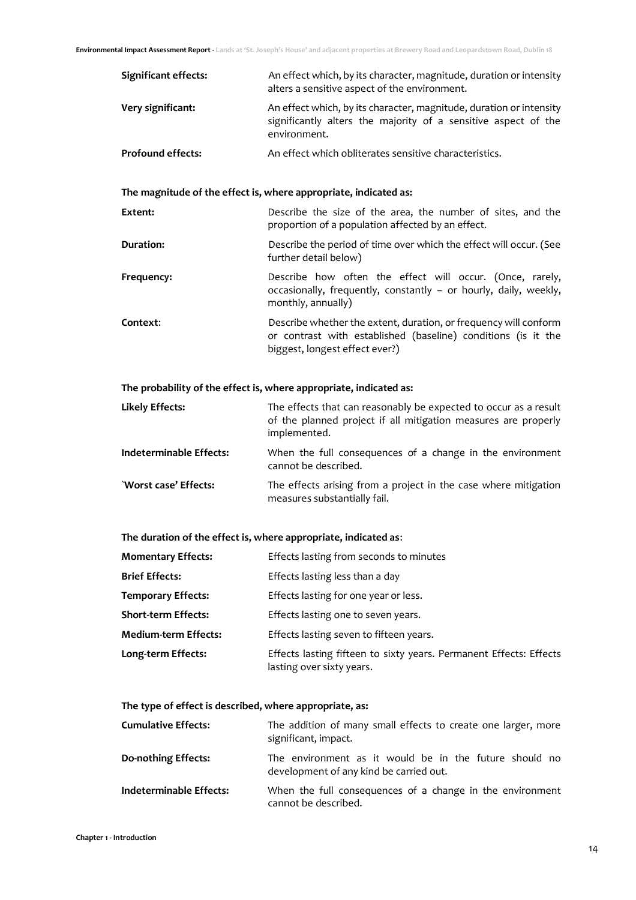| | |
|---|---|
| **Significant effects:** | An effect which, by its character, magnitude, duration or intensity alters a sensitive aspect of the environment. |
| **Very significant:** | An effect which, by its character, magnitude, duration or intensity significantly alters the majority of a sensitive aspect of the environment. |
| **Profound effects:** | An effect which obliterates sensitive characteristics. |

**The magnitude of the effect is, where appropriate, indicated as:**

| | |
|---|---|
| **Extent:** | Describe the size of the area, the number of sites, and the proportion of a population affected by an effect. |
| **Duration:** | Describe the period of time over which the effect will occur. (See further detail below) |
| **Frequency:** | Describe how often the effect will occur. (Once, rarely, occasionally, frequently, constantly – or hourly, daily, weekly, monthly, annually) |
| **Context**: | Describe whether the extent, duration, or frequency will conform or contrast with established (baseline) conditions (is it the biggest, longest effect ever?) |

**The probability of the effect is, where appropriate, indicated as:**

| | |
|---|---|
| **Likely Effects:** | The effects that can reasonably be expected to occur as a result of the planned project if all mitigation measures are properly implemented. |
| **Indeterminable Effects:** | When the full consequences of a change in the environment cannot be described. |
| **`Worst case' Effects:** | The effects arising from a project in the case where mitigation measures substantially fail. |

**The duration of the effect is, where appropriate, indicated as**:

| | |
|---|---|
| **Momentary Effects:** | Effects lasting from seconds to minutes |
| **Brief Effects:** | Effects lasting less than a day |
| **Temporary Effects:** | Effects lasting for one year or less. |
| **Short-term Effects:** | Effects lasting one to seven years. |
| **Medium-term Effects:** | Effects lasting seven to fifteen years. |
| **Long-term Effects:** | Effects lasting fifteen to sixty years. Permanent Effects: Effects lasting over sixty years. |

**The type of effect is described, where appropriate, as:**

| | |
|---|---|
| **Cumulative Effects**: | The addition of many small effects to create one larger, more significant, impact. |
| **Do-nothing Effects:** | The environment as it would be in the future should no development of any kind be carried out. |
| **Indeterminable Effects:** | When the full consequences of a change in the environment cannot be described. |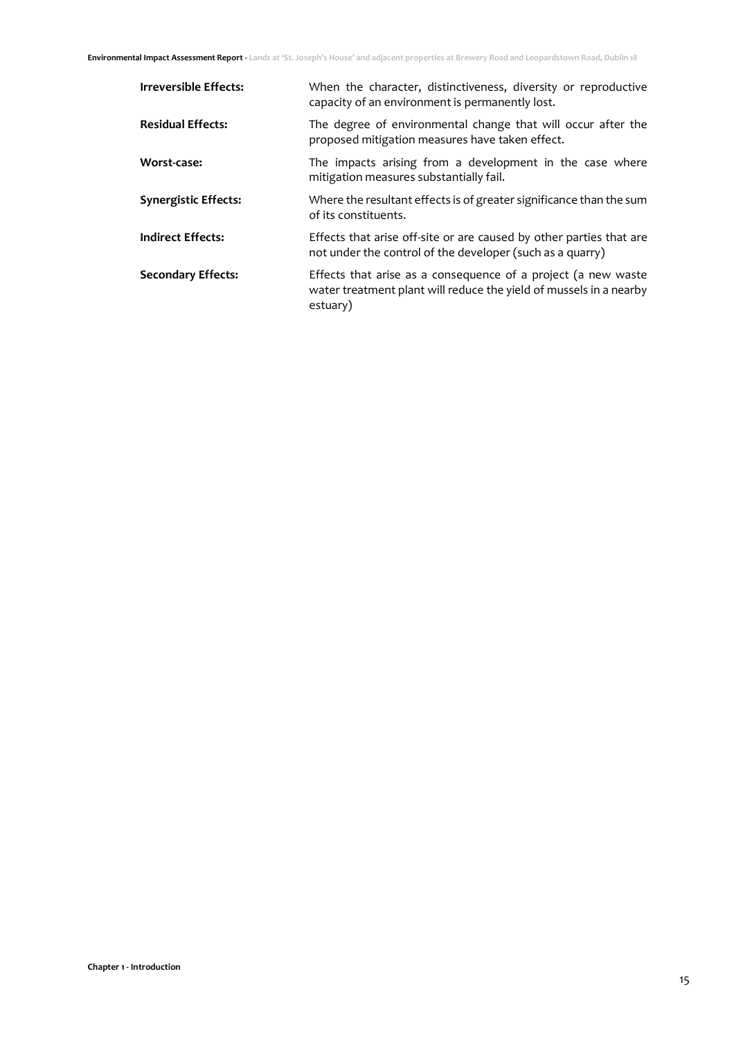**Irreversible Effects:** When the character, distinctiveness, diversity or reproductive capacity of an environment is permanently lost.

**Residual Effects:** The degree of environmental change that will occur after the proposed mitigation measures have taken effect.

**Worst-case:** The impacts arising from a development in the case where mitigation measures substantially fail.

**Synergistic Effects:** Where the resultant effects is of greater significance than the sum of its constituents.

**Indirect Effects:** Effects that arise off-site or are caused by other parties that are not under the control of the developer (such as a quarry)

**Secondary Effects:** Effects that arise as a consequence of a project (a new waste water treatment plant will reduce the yield of mussels in a nearby estuary)